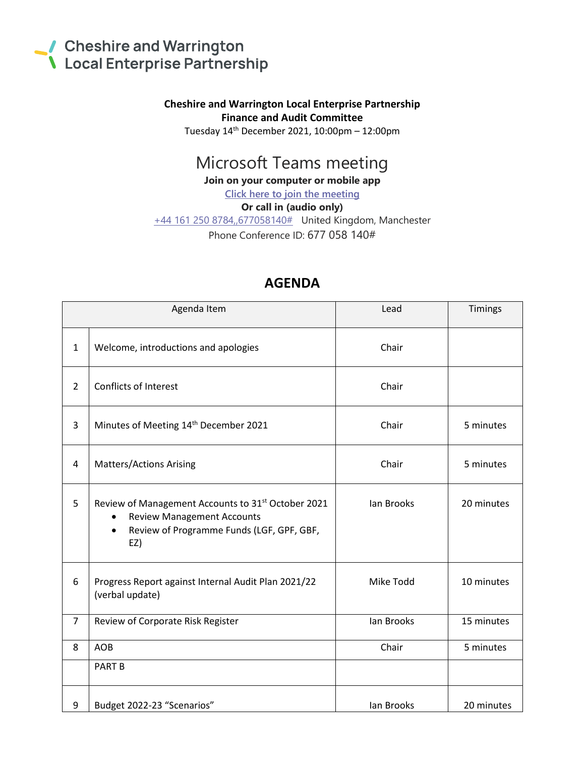# Cheshire and Warrington Local Enterprise Partnership

**Cheshire and Warrington Local Enterprise Partnership**
**Finance and Audit Committee**
Tuesday 14th December 2021, 10:00pm – 12:00pm

## Microsoft Teams meeting

**Join on your computer or mobile app**
[Click here to join the meeting]
**Or call in (audio only)**
+44 161 250 8784,,677058140# United Kingdom, Manchester
Phone Conference ID: 677 058 140#

## AGENDA

| | Agenda Item | Lead | Timings |
|---|---|---|---|
| 1 | Welcome, introductions and apologies | Chair | |
| 2 | Conflicts of Interest | Chair | |
| 3 | Minutes of Meeting 14th December 2021 | Chair | 5 minutes |
| 4 | Matters/Actions Arising | Chair | 5 minutes |
| 5 | Review of Management Accounts to 31st October 2021<br>• Review Management Accounts<br>• Review of Programme Funds (LGF, GPF, GBF, EZ) | Ian Brooks | 20 minutes |
| 6 | Progress Report against Internal Audit Plan 2021/22 (verbal update) | Mike Todd | 10 minutes |
| 7 | Review of Corporate Risk Register | Ian Brooks | 15 minutes |
| 8 | AOB | Chair | 5 minutes |
| | PART B | | |
| 9 | Budget 2022-23 "Scenarios" | Ian Brooks | 20 minutes |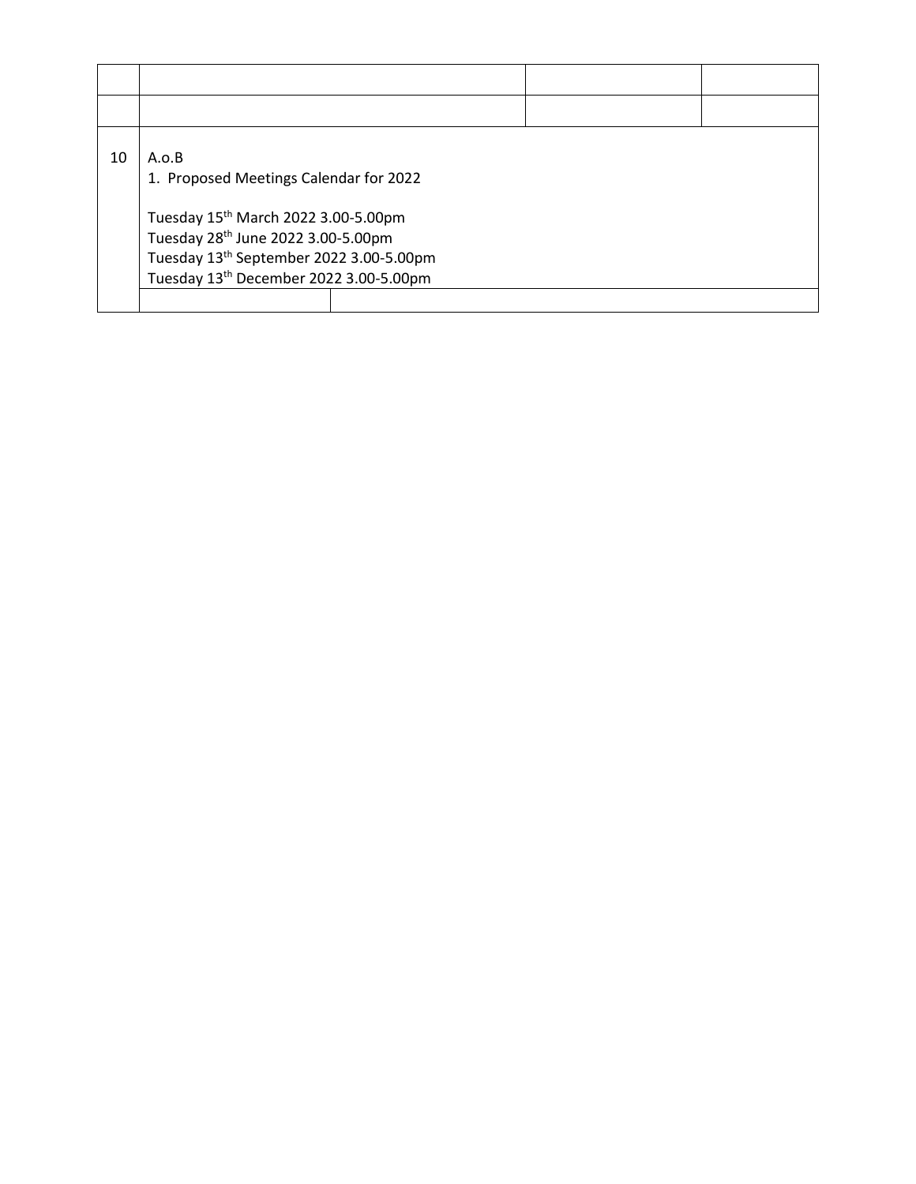| | | | |
|---|---|---|---|
| | | | |
| | | | |
| 10 | A.o.B<br>1. Proposed Meetings Calendar for 2022<br><br>Tuesday 15th March 2022 3.00-5.00pm<br>Tuesday 28th June 2022 3.00-5.00pm<br>Tuesday 13th September 2022 3.00-5.00pm<br>Tuesday 13th December 2022 3.00-5.00pm | | |
| | | | |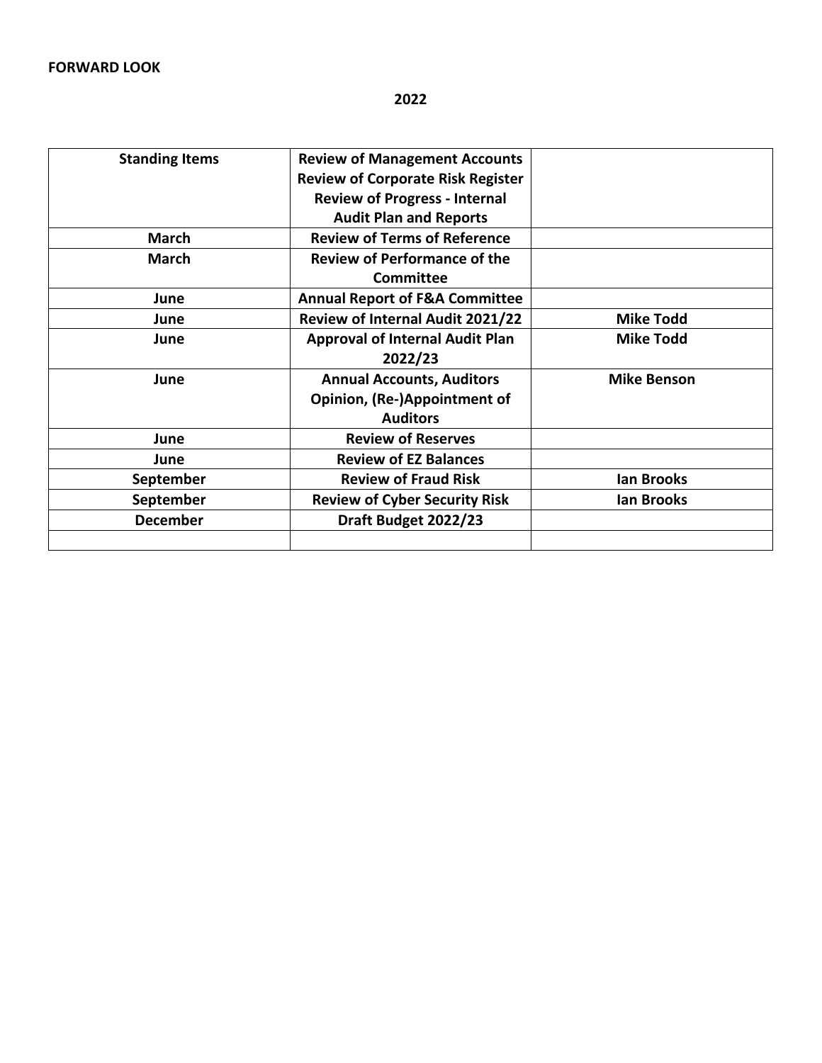**FORWARD LOOK**

**2022**

| | | |
|---|---|---|
| **Standing Items** | **Review of Management Accounts Review of Corporate Risk Register Review of Progress - Internal Audit Plan and Reports** | |
| **March** | **Review of Terms of Reference** | |
| **March** | **Review of Performance of the Committee** | |
| **June** | **Annual Report of F&A Committee** | |
| **June** | **Review of Internal Audit 2021/22** | **Mike Todd** |
| **June** | **Approval of Internal Audit Plan 2022/23** | **Mike Todd** |
| **June** | **Annual Accounts, Auditors Opinion, (Re-)Appointment of Auditors** | **Mike Benson** |
| **June** | **Review of Reserves** | |
| **June** | **Review of EZ Balances** | |
| **September** | **Review of Fraud Risk** | **Ian Brooks** |
| **September** | **Review of Cyber Security Risk** | **Ian Brooks** |
| **December** | **Draft Budget 2022/23** | |
| | | |